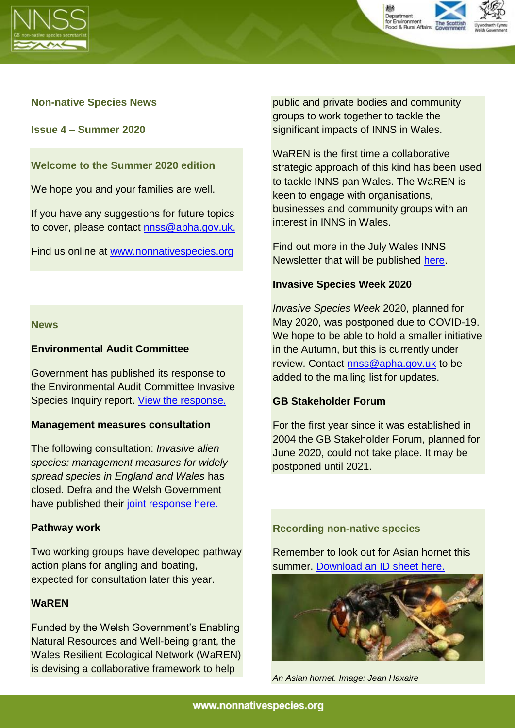## Non-native Species News

### Issue 4 – Summer 2020

### Welcome to the Summer 2020 edition

We hope you and your families are well.

If you have any suggestions for future topics to cover, please contact nnss@apha.gov.uk.

Find us online at www.nonnativespecies.org

## News

### Environmental Audit Committee

Government has published its response to the Environmental Audit Committee Invasive Species Inquiry report. View the response.

### Management measures consultation

The following consultation: *Invasive alien species: management measures for widely spread species in England and Wales* has closed. Defra and the Welsh Government have published their joint response here.

### Pathway work

Two working groups have developed pathway action plans for angling and boating, expected for consultation later this year.

### WaREN

Funded by the Welsh Government's Enabling Natural Resources and Well-being grant, the Wales Resilient Ecological Network (WaREN) is devising a collaborative framework to help public and private bodies and community groups to work together to tackle the significant impacts of INNS in Wales.

WaREN is the first time a collaborative strategic approach of this kind has been used to tackle INNS pan Wales. The WaREN is keen to engage with organisations, businesses and community groups with an interest in INNS in Wales.

Find out more in the July Wales INNS Newsletter that will be published here.

### Invasive Species Week 2020

*Invasive Species Week* 2020, planned for May 2020, was postponed due to COVID-19. We hope to be able to hold a smaller initiative in the Autumn, but this is currently under review. Contact nnss@apha.gov.uk to be added to the mailing list for updates.

### GB Stakeholder Forum

For the first year since it was established in 2004 the GB Stakeholder Forum, planned for June 2020, could not take place. It may be postponed until 2021.

## Recording non-native species

Remember to look out for Asian hornet this summer. Download an ID sheet here.

*An Asian hornet. Image: Jean Haxaire*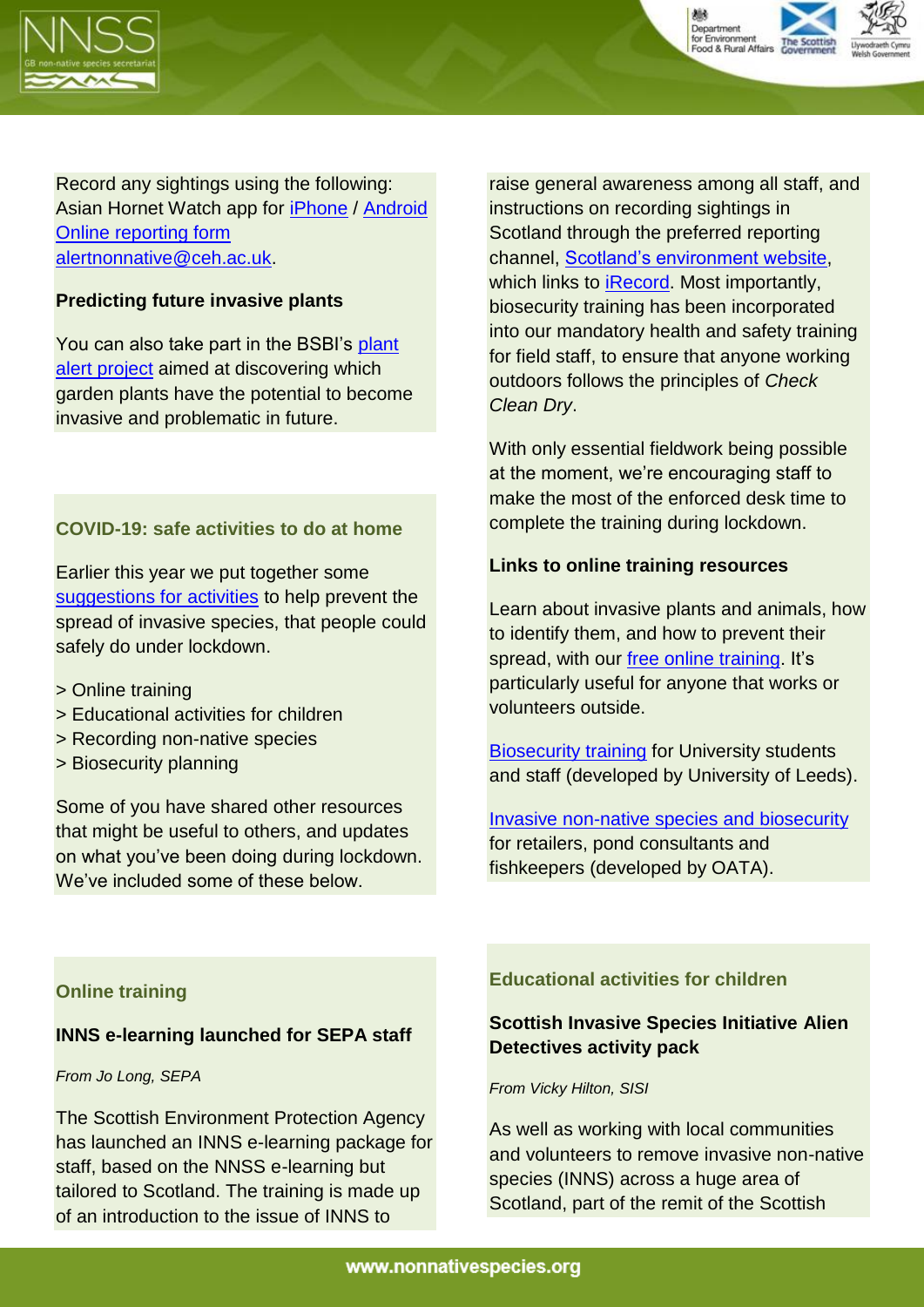Record any sightings using the following:
Asian Hornet Watch app for iPhone / Android
Online reporting form
alertnonnative@ceh.ac.uk.

**Predicting future invasive plants**

You can also take part in the BSBI's plant alert project aimed at discovering which garden plants have the potential to become invasive and problematic in future.

## COVID-19: safe activities to do at home

Earlier this year we put together some suggestions for activities to help prevent the spread of invasive species, that people could safely do under lockdown.

> Online training
> Educational activities for children
> Recording non-native species
> Biosecurity planning

Some of you have shared other resources that might be useful to others, and updates on what you've been doing during lockdown. We've included some of these below.

## Online training

**INNS e-learning launched for SEPA staff**

*From Jo Long, SEPA*

The Scottish Environment Protection Agency has launched an INNS e-learning package for staff, based on the NNSS e-learning but tailored to Scotland. The training is made up of an introduction to the issue of INNS to raise general awareness among all staff, and instructions on recording sightings in Scotland through the preferred reporting channel, Scotland's environment website, which links to iRecord. Most importantly, biosecurity training has been incorporated into our mandatory health and safety training for field staff, to ensure that anyone working outdoors follows the principles of *Check Clean Dry*.

With only essential fieldwork being possible at the moment, we're encouraging staff to make the most of the enforced desk time to complete the training during lockdown.

**Links to online training resources**

Learn about invasive plants and animals, how to identify them, and how to prevent their spread, with our free online training. It's particularly useful for anyone that works or volunteers outside.

Biosecurity training for University students and staff (developed by University of Leeds).

Invasive non-native species and biosecurity for retailers, pond consultants and fishkeepers (developed by OATA).

## Educational activities for children

**Scottish Invasive Species Initiative Alien Detectives activity pack**

*From Vicky Hilton, SISI*

As well as working with local communities and volunteers to remove invasive non-native species (INNS) across a huge area of Scotland, part of the remit of the Scottish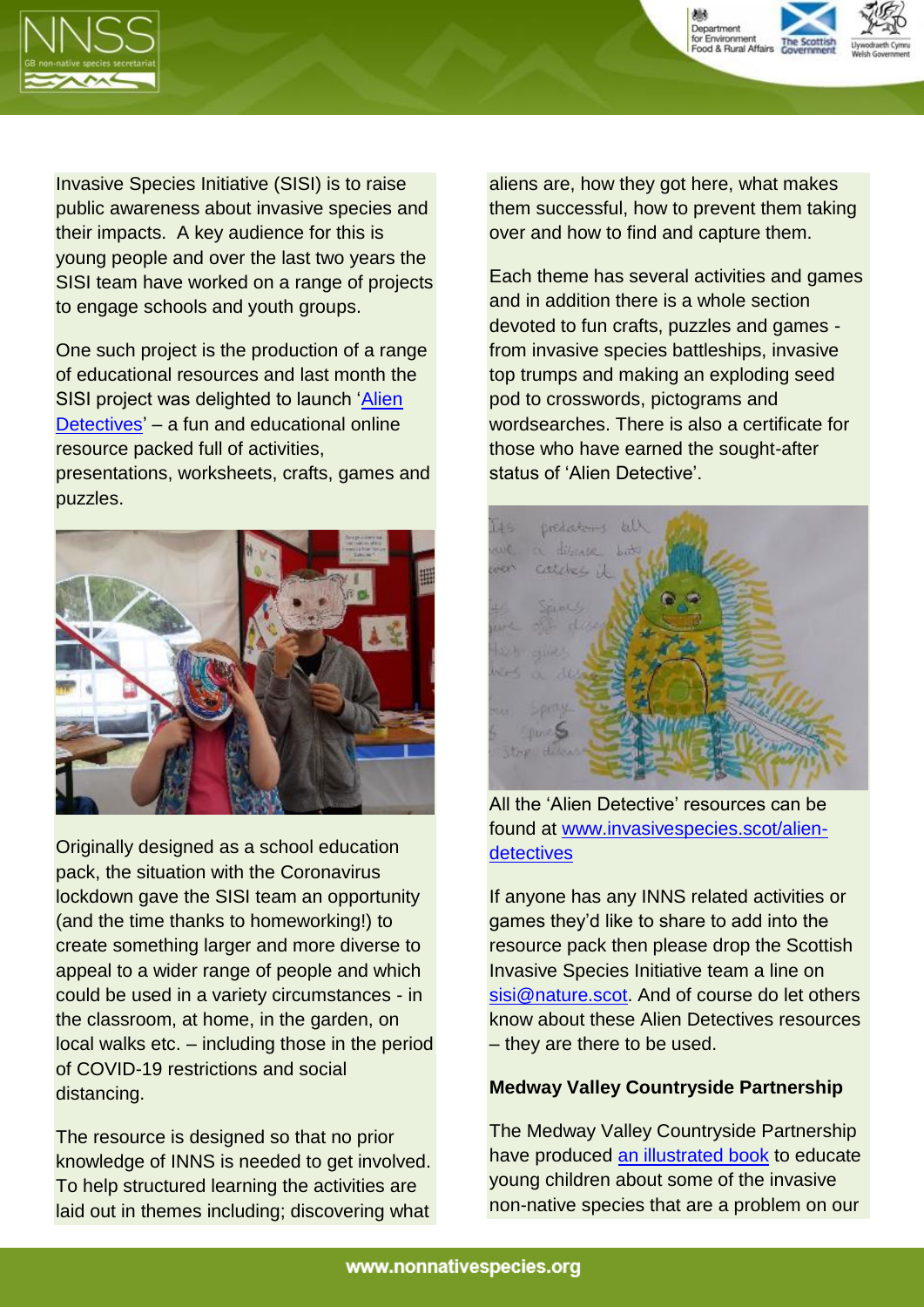Invasive Species Initiative (SISI) is to raise public awareness about invasive species and their impacts. A key audience for this is young people and over the last two years the SISI team have worked on a range of projects to engage schools and youth groups.

One such project is the production of a range of educational resources and last month the SISI project was delighted to launch '[Alien Detectives](https://www.invasivespecies.scot/alien-detectives)' – a fun and educational online resource packed full of activities, presentations, worksheets, crafts, games and puzzles.

Originally designed as a school education pack, the situation with the Coronavirus lockdown gave the SISI team an opportunity (and the time thanks to homeworking!) to create something larger and more diverse to appeal to a wider range of people and which could be used in a variety circumstances - in the classroom, at home, in the garden, on local walks etc. – including those in the period of COVID-19 restrictions and social distancing.

The resource is designed so that no prior knowledge of INNS is needed to get involved. To help structured learning the activities are laid out in themes including; discovering what aliens are, how they got here, what makes them successful, how to prevent them taking over and how to find and capture them.

Each theme has several activities and games and in addition there is a whole section devoted to fun crafts, puzzles and games - from invasive species battleships, invasive top trumps and making an exploding seed pod to crosswords, pictograms and wordsearches. There is also a certificate for those who have earned the sought-after status of 'Alien Detective'.

All the 'Alien Detective' resources can be found at [www.invasivespecies.scot/alien-detectives](https://www.invasivespecies.scot/alien-detectives)

If anyone has any INNS related activities or games they'd like to share to add into the resource pack then please drop the Scottish Invasive Species Initiative team a line on [sisi@nature.scot](mailto:sisi@nature.scot). And of course do let others know about these Alien Detectives resources – they are there to be used.

**Medway Valley Countryside Partnership**

The Medway Valley Countryside Partnership have produced an illustrated book to educate young children about some of the invasive non-native species that are a problem on our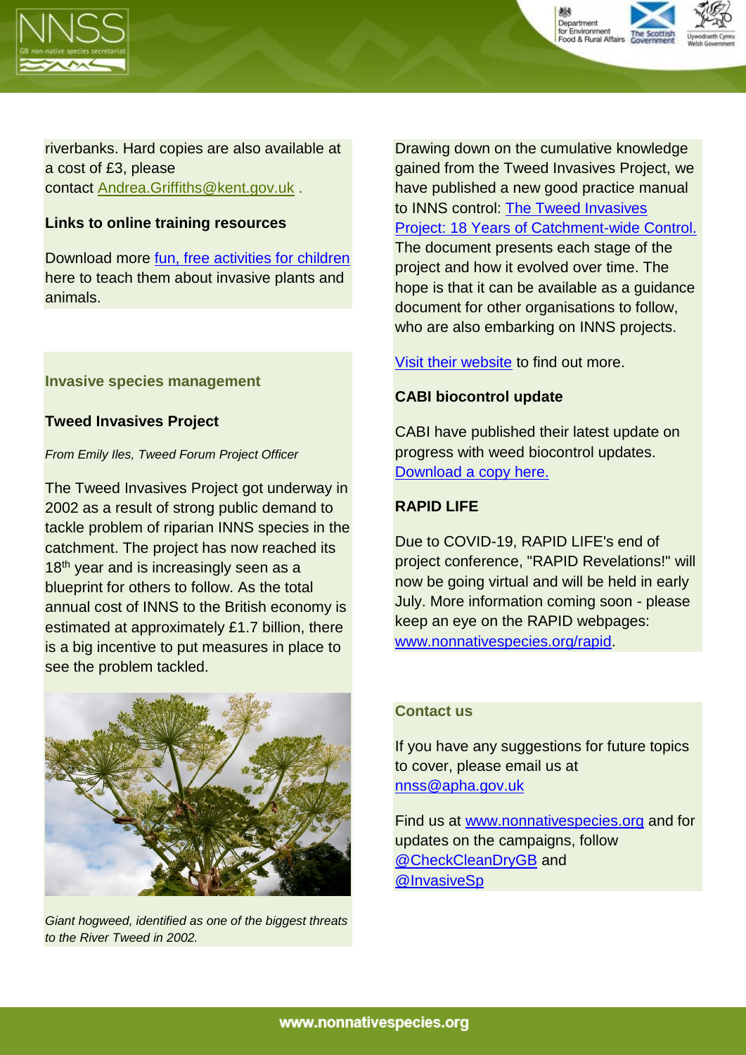riverbanks. Hard copies are also available at a cost of £3, please contact Andrea.Griffiths@kent.gov.uk .

**Links to online training resources**

Download more fun, free activities for children here to teach them about invasive plants and animals.

## Invasive species management

### Tweed Invasives Project

*From Emily Iles, Tweed Forum Project Officer*

The Tweed Invasives Project got underway in 2002 as a result of strong public demand to tackle problem of riparian INNS species in the catchment. The project has now reached its 18th year and is increasingly seen as a blueprint for others to follow. As the total annual cost of INNS to the British economy is estimated at approximately £1.7 billion, there is a big incentive to put measures in place to see the problem tackled.

*Giant hogweed, identified as one of the biggest threats to the River Tweed in 2002.*

Drawing down on the cumulative knowledge gained from the Tweed Invasives Project, we have published a new good practice manual to INNS control: The Tweed Invasives Project: 18 Years of Catchment-wide Control. The document presents each stage of the project and how it evolved over time. The hope is that it can be available as a guidance document for other organisations to follow, who are also embarking on INNS projects.

Visit their website to find out more.

### CABI biocontrol update

CABI have published their latest update on progress with weed biocontrol updates. Download a copy here.

### RAPID LIFE

Due to COVID-19, RAPID LIFE's end of project conference, "RAPID Revelations!" will now be going virtual and will be held in early July. More information coming soon - please keep an eye on the RAPID webpages: www.nonnativespecies.org/rapid.

## Contact us

If you have any suggestions for future topics to cover, please email us at nnss@apha.gov.uk

Find us at www.nonnativespecies.org and for updates on the campaigns, follow @CheckCleanDryGB and @InvasiveSp